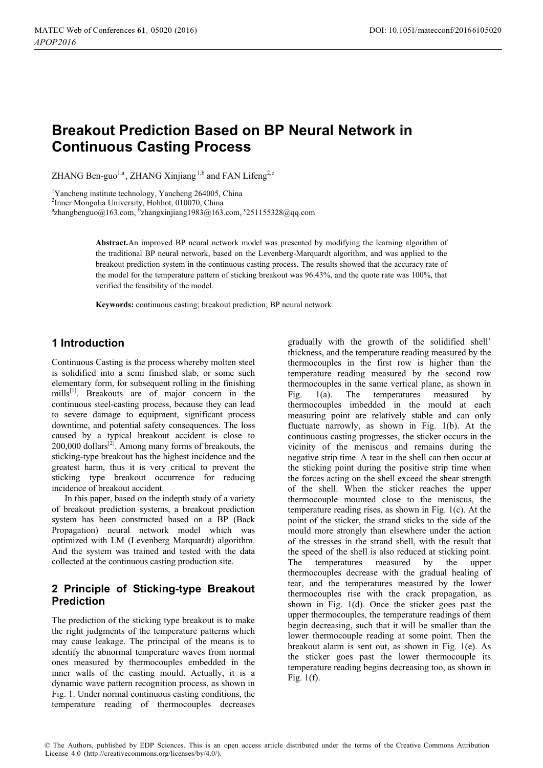# Breakout Prediction Based on BP Neural Network in Continuous Casting Process

ZHANG Ben-guo[1,a], ZHANG Xinjiang[1,b] and FAN Lifeng[2,c]

[1]Yancheng institute technology, Yancheng 264005, China

[2]Inner Mongolia University, Hohhot, 010070, China

[a]zhangbenguo@163.com, [b]zhangxinjiang1983@163.com, [c]251155328@qq.com

**Abstract.**An improved BP neural network model was presented by modifying the learning algorithm of the traditional BP neural network, based on the Levenberg-Marquardt algorithm, and was applied to the breakout prediction system in the continuous casting process. The results showed that the accuracy rate of the model for the temperature pattern of sticking breakout was 96.43%, and the quote rate was 100%, that verified the feasibility of the model.

**Keywords:** continuous casting; breakout prediction; BP neural network

## 1 Introduction

Continuous Casting is the process whereby molten steel is solidified into a semi finished slab, or some such elementary form, for subsequent rolling in the finishing mills[1]. Breakouts are of major concern in the continuous steel-casting process, because they can lead to severe damage to equipment, significant process downtime, and potential safety consequences. The loss caused by a typical breakout accident is close to 200,000 dollars[2]. Among many forms of breakouts, the sticking-type breakout has the highest incidence and the greatest harm, thus it is very critical to prevent the sticking type breakout occurrence for reducing incidence of breakout accident.

In this paper, based on the indepth study of a variety of breakout prediction systems, a breakout prediction system has been constructed based on a BP (Back Propagation) neural network model which was optimized with LM (Levenberg Marquardt) algorithm. And the system was trained and tested with the data collected at the continuous casting production site.

## 2 Principle of Sticking-type Breakout Prediction

The prediction of the sticking type breakout is to make the right judgments of the temperature patterns which may cause leakage. The principal of the means is to identify the abnormal temperature waves from normal ones measured by thermocouples embedded in the inner walls of the casting mould. Actually, it is a dynamic wave pattern recognition process, as shown in Fig. 1. Under normal continuous casting conditions, the temperature reading of thermocouples decreases gradually with the growth of the solidified shell' thickness, and the temperature reading measured by the thermocouples in the first row is higher than the temperature reading measured by the second row thermocouples in the same vertical plane, as shown in Fig. 1(a). The temperatures measured by thermocouples imbedded in the mould at each measuring point are relatively stable and can only fluctuate narrowly, as shown in Fig. 1(b). At the continuous casting progresses, the sticker occurs in the vicinity of the meniscus and remains during the negative strip time. A tear in the shell can then occur at the sticking point during the positive strip time when the forces acting on the shell exceed the shear strength of the shell. When the sticker reaches the upper thermocouple mounted close to the meniscus, the temperature reading rises, as shown in Fig. 1(c). At the point of the sticker, the strand sticks to the side of the mould more strongly than elsewhere under the action of the stresses in the strand shell, with the result that the speed of the shell is also reduced at sticking point. The temperatures measured by the upper thermocouples decrease with the gradual healing of tear, and the temperatures measured by the lower thermocouples rise with the crack propagation, as shown in Fig. 1(d). Once the sticker goes past the upper thermocouples, the temperature readings of them begin decreasing, such that it will be smaller than the lower thermocouple reading at some point. Then the breakout alarm is sent out, as shown in Fig. 1(e). As the sticker goes past the lower thermocouple its temperature reading begins decreasing too, as shown in Fig. 1(f).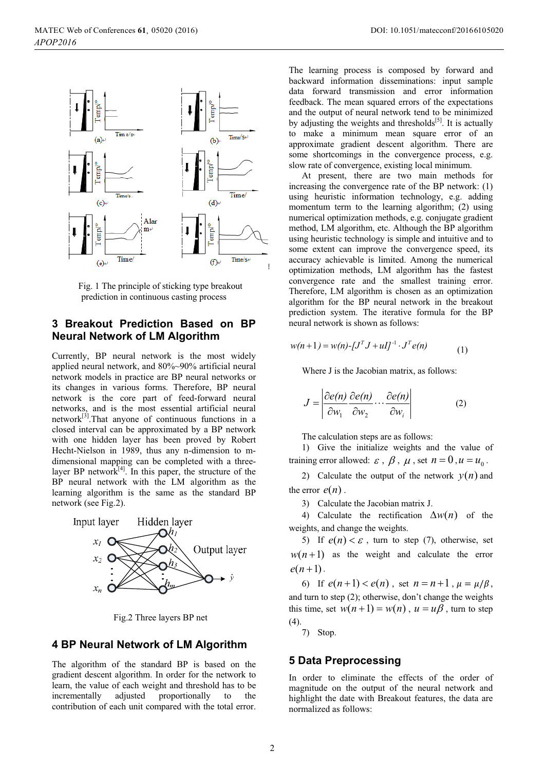Fig. 1 The principle of sticking type breakout prediction in continuous casting process

## 3 Breakout Prediction Based on BP Neural Network of LM Algorithm

Currently, BP neural network is the most widely applied neural network, and 80%~90% artificial neural network models in practice are BP neural networks or its changes in various forms. Therefore, BP neural network is the core part of feed-forward neural networks, and is the most essential artificial neural network[3].That anyone of continuous functions in a closed interval can be approximated by a BP network with one hidden layer has been proved by Robert Hecht-Nielson in 1989, thus any n-dimension to m-dimensional mapping can be completed with a three-layer BP network[4]. In this paper, the structure of the BP neural network with the LM algorithm as the learning algorithm is the same as the standard BP network (see Fig.2).

Fig.2 Three layers BP net

## 4 BP Neural Network of LM Algorithm

The algorithm of the standard BP is based on the gradient descent algorithm. In order for the network to learn, the value of each weight and threshold has to be incrementally adjusted proportionally to the contribution of each unit compared with the total error. The learning process is composed by forward and backward information disseminations: input sample data forward transmission and error information feedback. The mean squared errors of the expectations and the output of neural network tend to be minimized by adjusting the weights and thresholds[5]. It is actually to make a minimum mean square error of an approximate gradient descent algorithm. There are some shortcomings in the convergence process, e.g. slow rate of convergence, existing local minimum.

At present, there are two main methods for increasing the convergence rate of the BP network: (1) using heuristic information technology, e.g. adding momentum term to the learning algorithm; (2) using numerical optimization methods, e.g. conjugate gradient method, LM algorithm, etc. Although the BP algorithm using heuristic technology is simple and intuitive and to some extent can improve the convergence speed, its accuracy achievable is limited. Among the numerical optimization methods, LM algorithm has the fastest convergence rate and the smallest training error. Therefore, LM algorithm is chosen as an optimization algorithm for the BP neural network in the breakout prediction system. The iterative formula for the BP neural network is shown as follows:

$$w(n+1) = w(n)-[J^T J + uI]^{-1} \cdot J^T e(n) \tag{1}$$

Where J is the Jacobian matrix, as follows:

$$J = \left| \frac{\partial e(n)}{\partial w_1} \frac{\partial e(n)}{\partial w_2} \cdots \frac{\partial e(n)}{\partial w_i} \right| \tag{2}$$

The calculation steps are as follows:

1) Give the initialize weights and the value of training error allowed: $\varepsilon$ , $\beta$ , $\mu$ , set $n=0$ , $u=u_0$ .

2) Calculate the output of the network $y(n)$ and the error $e(n)$ .

3) Calculate the Jacobian matrix J.

4) Calculate the rectification $\Delta w(n)$ of the weights, and change the weights.

5) If $e(n) < \varepsilon$ , turn to step (7), otherwise, set $w(n+1)$ as the weight and calculate the error $e(n+1)$ .

6) If $e(n+1) < e(n)$ , set $n = n+1$ , $\mu = \mu/\beta$ , and turn to step (2); otherwise, don't change the weights this time, set $w(n+1) = w(n)$ , $u = u\beta$ , turn to step (4).

7) Stop.

## 5 Data Preprocessing

In order to eliminate the effects of the order of magnitude on the output of the neural network and highlight the date with Breakout features, the data are normalized as follows: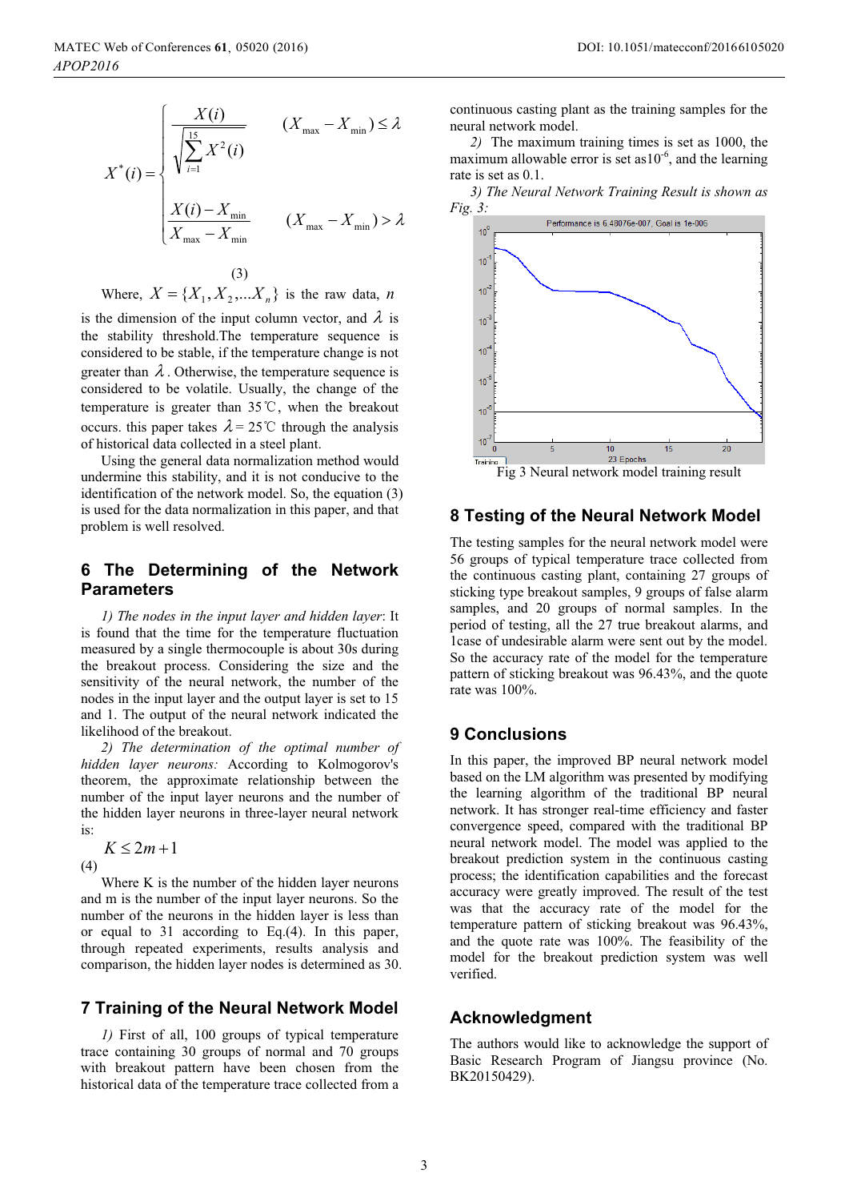$$X^*(i) = \begin{cases} \dfrac{X(i)}{\sqrt{\sum_{i=1}^{15} X^2(i)}} & (X_{\max} - X_{\min}) \le \lambda \\ \dfrac{X(i) - X_{\min}}{X_{\max} - X_{\min}} & (X_{\max} - X_{\min}) > \lambda \end{cases} \tag{3}$$

Where, $X = \{X_1, X_2, ... X_n\}$ is the raw data, $n$ is the dimension of the input column vector, and $\lambda$ is the stability threshold.The temperature sequence is considered to be stable, if the temperature change is not greater than $\lambda$. Otherwise, the temperature sequence is considered to be volatile. Usually, the change of the temperature is greater than 35℃, when the breakout occurs. this paper takes $\lambda$= 25℃ through the analysis of historical data collected in a steel plant.

Using the general data normalization method would undermine this stability, and it is not conducive to the identification of the network model. So, the equation (3) is used for the data normalization in this paper, and that problem is well resolved.

## 6 The Determining of the Network Parameters

*1) The nodes in the input layer and hidden layer*: It is found that the time for the temperature fluctuation measured by a single thermocouple is about 30s during the breakout process. Considering the size and the sensitivity of the neural network, the number of the nodes in the input layer and the output layer is set to 15 and 1. The output of the neural network indicated the likelihood of the breakout.

*2) The determination of the optimal number of hidden layer neurons:* According to Kolmogorov's theorem, the approximate relationship between the number of the input layer neurons and the number of the hidden layer neurons in three-layer neural network is:

$$K \le 2m+1 \tag{4}$$

Where K is the number of the hidden layer neurons and m is the number of the input layer neurons. So the number of the neurons in the hidden layer is less than or equal to 31 according to Eq.(4). In this paper, through repeated experiments, results analysis and comparison, the hidden layer nodes is determined as 30.

## 7 Training of the Neural Network Model

*1)* First of all, 100 groups of typical temperature trace containing 30 groups of normal and 70 groups with breakout pattern have been chosen from the historical data of the temperature trace collected from a continuous casting plant as the training samples for the neural network model.

*2)* The maximum training times is set as 1000, the maximum allowable error is set as$10^{-6}$, and the learning rate is set as 0.1.

*3) The Neural Network Training Result is shown as Fig. 3:*

Fig 3 Neural network model training result

## 8 Testing of the Neural Network Model

The testing samples for the neural network model were 56 groups of typical temperature trace collected from the continuous casting plant, containing 27 groups of sticking type breakout samples, 9 groups of false alarm samples, and 20 groups of normal samples. In the period of testing, all the 27 true breakout alarms, and 1case of undesirable alarm were sent out by the model. So the accuracy rate of the model for the temperature pattern of sticking breakout was 96.43%, and the quote rate was 100%.

## 9 Conclusions

In this paper, the improved BP neural network model based on the LM algorithm was presented by modifying the learning algorithm of the traditional BP neural network. It has stronger real-time efficiency and faster convergence speed, compared with the traditional BP neural network model. The model was applied to the breakout prediction system in the continuous casting process; the identification capabilities and the forecast accuracy were greatly improved. The result of the test was that the accuracy rate of the model for the temperature pattern of sticking breakout was 96.43%, and the quote rate was 100%. The feasibility of the model for the breakout prediction system was well verified.

## Acknowledgment

The authors would like to acknowledge the support of Basic Research Program of Jiangsu province (No. BK20150429).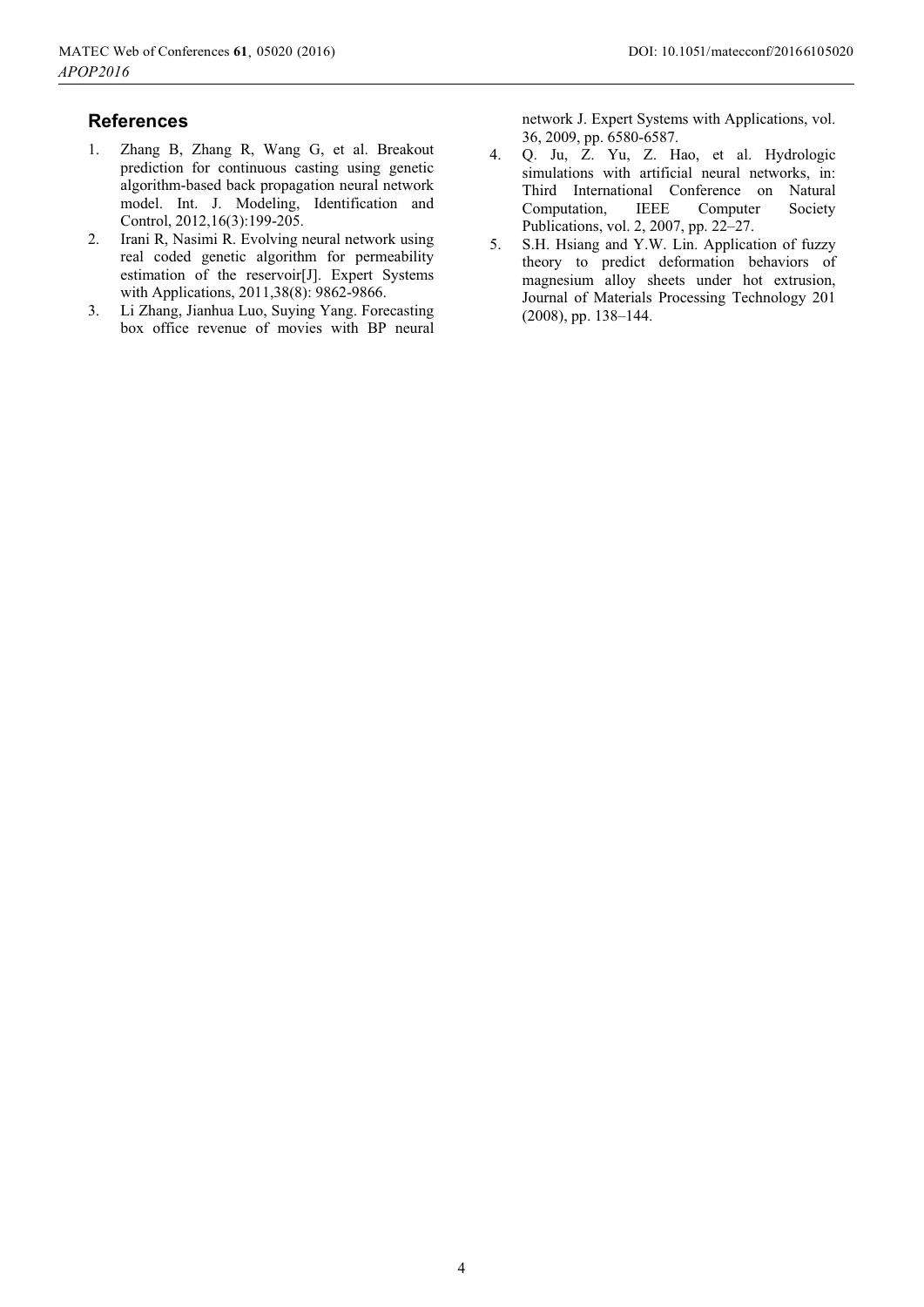## References

1. Zhang B, Zhang R, Wang G, et al. Breakout prediction for continuous casting using genetic algorithm-based back propagation neural network model. Int. J. Modeling, Identification and Control, 2012,16(3):199-205.
2. Irani R, Nasimi R. Evolving neural network using real coded genetic algorithm for permeability estimation of the reservoir[J]. Expert Systems with Applications, 2011,38(8): 9862-9866.
3. Li Zhang, Jianhua Luo, Suying Yang. Forecasting box office revenue of movies with BP neural network J. Expert Systems with Applications, vol. 36, 2009, pp. 6580-6587.
4. Q. Ju, Z. Yu, Z. Hao, et al. Hydrologic simulations with artificial neural networks, in: Third International Conference on Natural Computation, IEEE Computer Society Publications, vol. 2, 2007, pp. 22–27.
5. S.H. Hsiang and Y.W. Lin. Application of fuzzy theory to predict deformation behaviors of magnesium alloy sheets under hot extrusion, Journal of Materials Processing Technology 201 (2008), pp. 138–144.